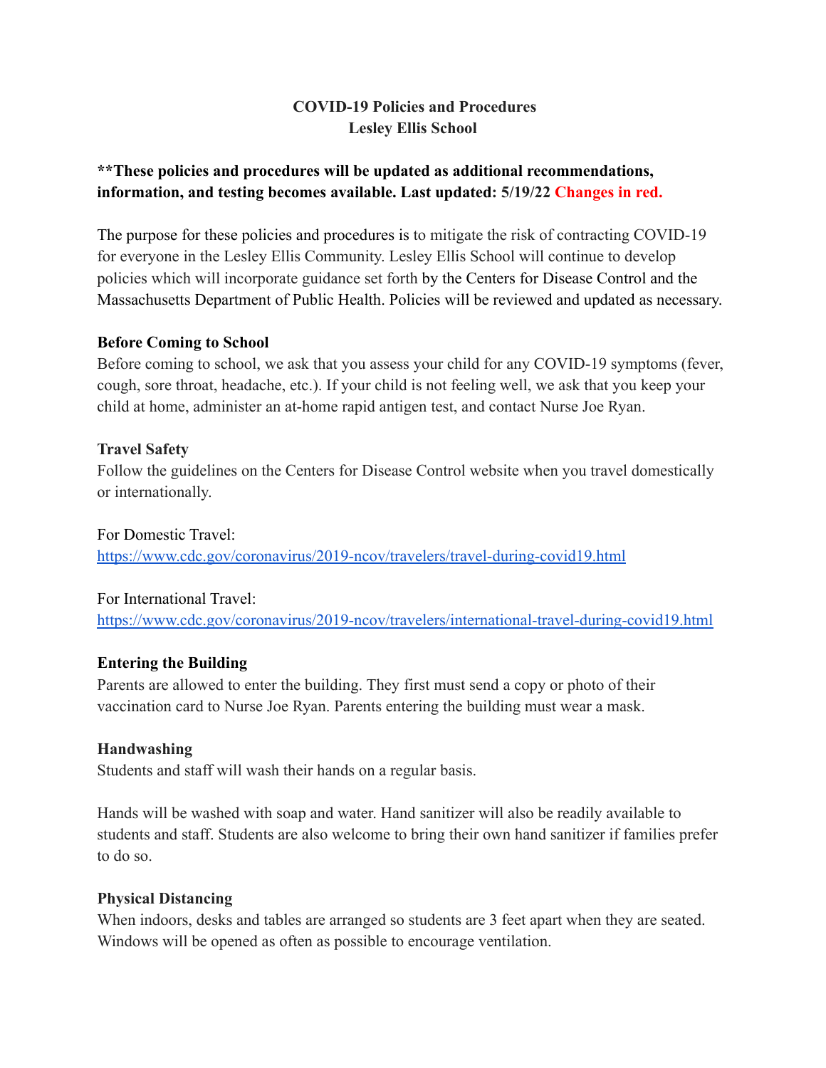# COVID-19 Policies and Procedures
# Lesley Ellis School

**\*\*These policies and procedures will be updated as additional recommendations, information, and testing becomes available. Last updated: 5/19/22 Changes in red.**

The purpose for these policies and procedures is to mitigate the risk of contracting COVID-19 for everyone in the Lesley Ellis Community. Lesley Ellis School will continue to develop policies which will incorporate guidance set forth by the Centers for Disease Control and the Massachusetts Department of Public Health. Policies will be reviewed and updated as necessary.

**Before Coming to School**

Before coming to school, we ask that you assess your child for any COVID-19 symptoms (fever, cough, sore throat, headache, etc.). If your child is not feeling well, we ask that you keep your child at home, administer an at-home rapid antigen test, and contact Nurse Joe Ryan.

**Travel Safety**

Follow the guidelines on the Centers for Disease Control website when you travel domestically or internationally.

For Domestic Travel:
https://www.cdc.gov/coronavirus/2019-ncov/travelers/travel-during-covid19.html

For International Travel:
https://www.cdc.gov/coronavirus/2019-ncov/travelers/international-travel-during-covid19.html

**Entering the Building**

Parents are allowed to enter the building. They first must send a copy or photo of their vaccination card to Nurse Joe Ryan. Parents entering the building must wear a mask.

**Handwashing**

Students and staff will wash their hands on a regular basis.

Hands will be washed with soap and water. Hand sanitizer will also be readily available to students and staff. Students are also welcome to bring their own hand sanitizer if families prefer to do so.

**Physical Distancing**

When indoors, desks and tables are arranged so students are 3 feet apart when they are seated. Windows will be opened as often as possible to encourage ventilation.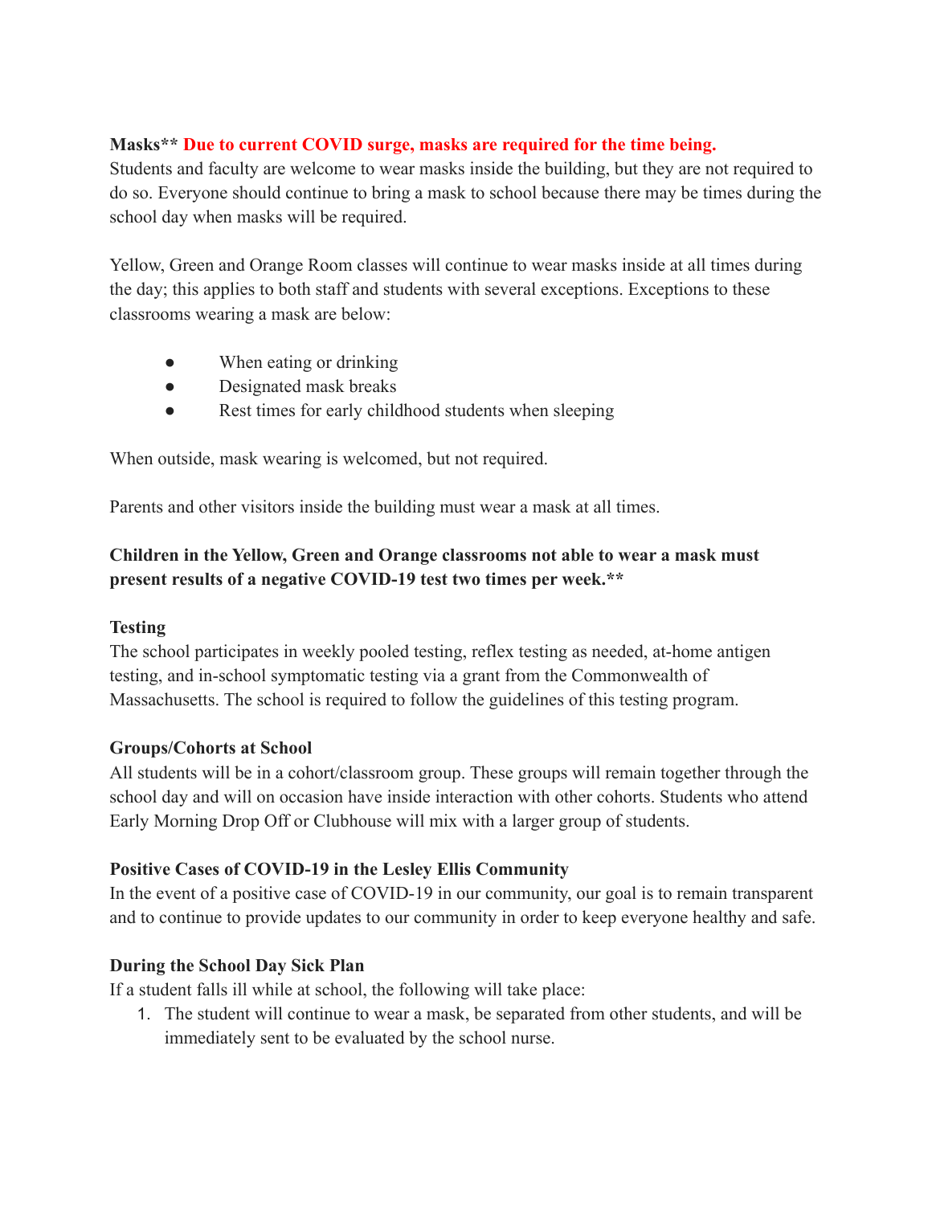**Masks\*\* Due to current COVID surge, masks are required for the time being.**

Students and faculty are welcome to wear masks inside the building, but they are not required to do so. Everyone should continue to bring a mask to school because there may be times during the school day when masks will be required.

Yellow, Green and Orange Room classes will continue to wear masks inside at all times during the day; this applies to both staff and students with several exceptions. Exceptions to these classrooms wearing a mask are below:

- When eating or drinking
- Designated mask breaks
- Rest times for early childhood students when sleeping

When outside, mask wearing is welcomed, but not required.

Parents and other visitors inside the building must wear a mask at all times.

**Children in the Yellow, Green and Orange classrooms not able to wear a mask must present results of a negative COVID-19 test two times per week.\*\***

**Testing**

The school participates in weekly pooled testing, reflex testing as needed, at-home antigen testing, and in-school symptomatic testing via a grant from the Commonwealth of Massachusetts. The school is required to follow the guidelines of this testing program.

**Groups/Cohorts at School**

All students will be in a cohort/classroom group. These groups will remain together through the school day and will on occasion have inside interaction with other cohorts. Students who attend Early Morning Drop Off or Clubhouse will mix with a larger group of students.

**Positive Cases of COVID-19 in the Lesley Ellis Community**

In the event of a positive case of COVID-19 in our community, our goal is to remain transparent and to continue to provide updates to our community in order to keep everyone healthy and safe.

**During the School Day Sick Plan**

If a student falls ill while at school, the following will take place:

1. The student will continue to wear a mask, be separated from other students, and will be immediately sent to be evaluated by the school nurse.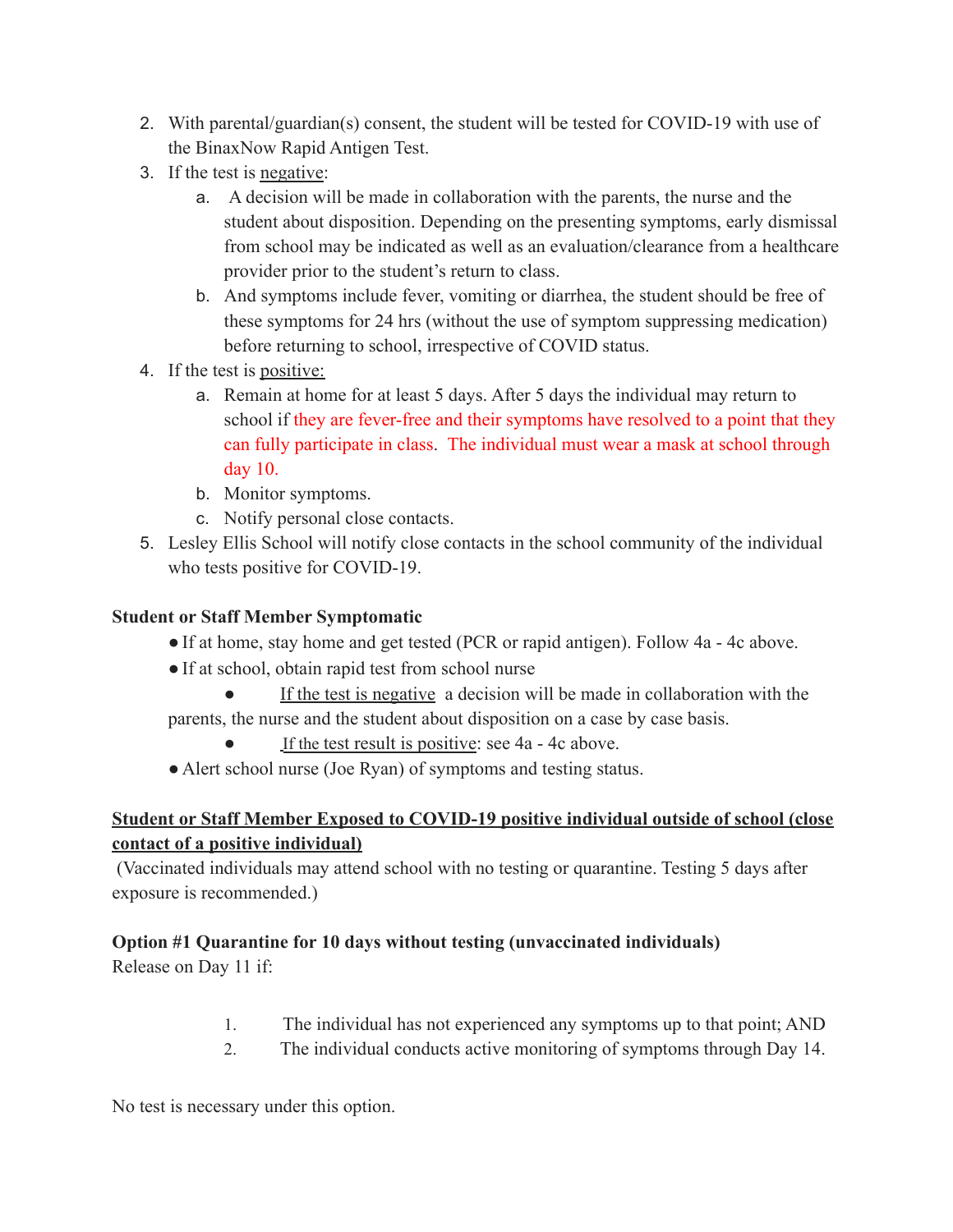2. With parental/guardian(s) consent, the student will be tested for COVID-19 with use of the BinaxNow Rapid Antigen Test.
3. If the test is negative:
   a. A decision will be made in collaboration with the parents, the nurse and the student about disposition. Depending on the presenting symptoms, early dismissal from school may be indicated as well as an evaluation/clearance from a healthcare provider prior to the student's return to class.
   b. And symptoms include fever, vomiting or diarrhea, the student should be free of these symptoms for 24 hrs (without the use of symptom suppressing medication) before returning to school, irrespective of COVID status.
4. If the test is positive:
   a. Remain at home for at least 5 days. After 5 days the individual may return to school if they are fever-free and their symptoms have resolved to a point that they can fully participate in class. The individual must wear a mask at school through day 10.
   b. Monitor symptoms.
   c. Notify personal close contacts.
5. Lesley Ellis School will notify close contacts in the school community of the individual who tests positive for COVID-19.

**Student or Staff Member Symptomatic**

- If at home, stay home and get tested (PCR or rapid antigen). Follow 4a - 4c above.
- If at school, obtain rapid test from school nurse
  - If the test is negative a decision will be made in collaboration with the parents, the nurse and the student about disposition on a case by case basis.
  - If the test result is positive: see 4a - 4c above.
- Alert school nurse (Joe Ryan) of symptoms and testing status.

**Student or Staff Member Exposed to COVID-19 positive individual outside of school (close contact of a positive individual)**

(Vaccinated individuals may attend school with no testing or quarantine. Testing 5 days after exposure is recommended.)

**Option #1 Quarantine for 10 days without testing (unvaccinated individuals)**

Release on Day 11 if:

1. The individual has not experienced any symptoms up to that point; AND
2. The individual conducts active monitoring of symptoms through Day 14.

No test is necessary under this option.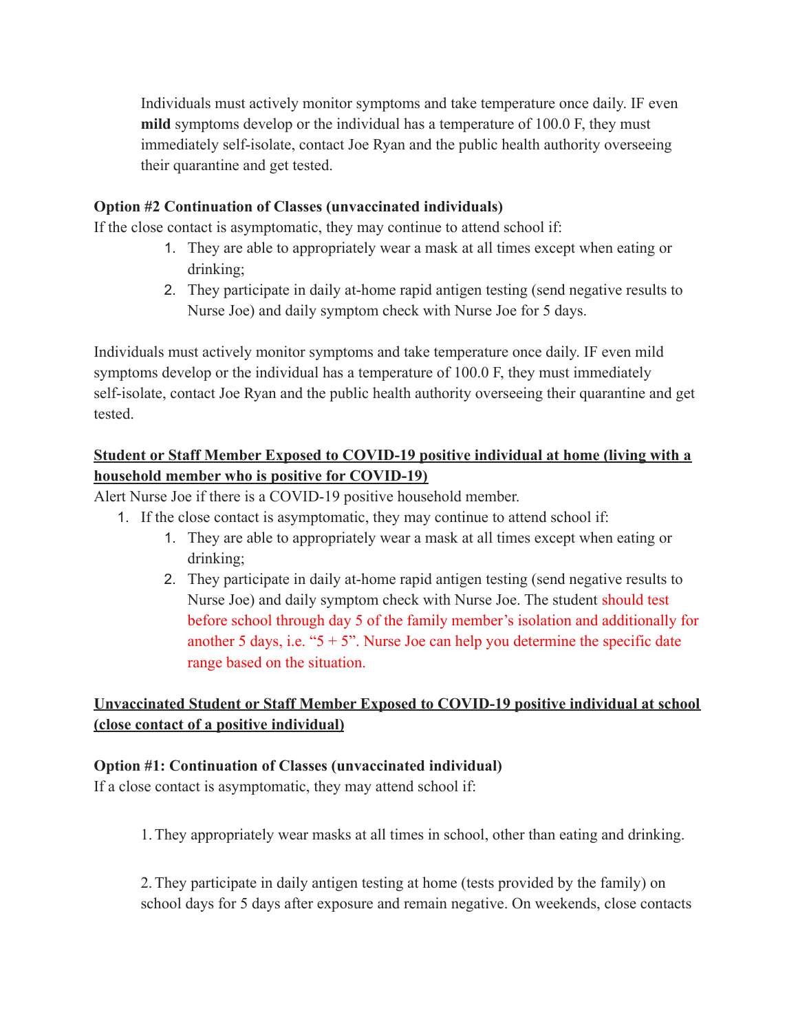Individuals must actively monitor symptoms and take temperature once daily. IF even **mild** symptoms develop or the individual has a temperature of 100.0 F, they must immediately self-isolate, contact Joe Ryan and the public health authority overseeing their quarantine and get tested.

**Option #2 Continuation of Classes (unvaccinated individuals)**

If the close contact is asymptomatic, they may continue to attend school if:

1. They are able to appropriately wear a mask at all times except when eating or drinking;
2. They participate in daily at-home rapid antigen testing (send negative results to Nurse Joe) and daily symptom check with Nurse Joe for 5 days.

Individuals must actively monitor symptoms and take temperature once daily. IF even mild symptoms develop or the individual has a temperature of 100.0 F, they must immediately self-isolate, contact Joe Ryan and the public health authority overseeing their quarantine and get tested.

**<u>Student or Staff Member Exposed to COVID-19 positive individual at home (living with a household member who is positive for COVID-19)</u>**

Alert Nurse Joe if there is a COVID-19 positive household member.

1. If the close contact is asymptomatic, they may continue to attend school if:
   1. They are able to appropriately wear a mask at all times except when eating or drinking;
   2. They participate in daily at-home rapid antigen testing (send negative results to Nurse Joe) and daily symptom check with Nurse Joe. The student should test before school through day 5 of the family member's isolation and additionally for another 5 days, i.e. "5 + 5". Nurse Joe can help you determine the specific date range based on the situation.

**<u>Unvaccinated Student or Staff Member Exposed to COVID-19 positive individual at school (close contact of a positive individual)</u>**

**Option #1: Continuation of Classes (unvaccinated individual)**

If a close contact is asymptomatic, they may attend school if:

1. They appropriately wear masks at all times in school, other than eating and drinking.

2. They participate in daily antigen testing at home (tests provided by the family) on school days for 5 days after exposure and remain negative. On weekends, close contacts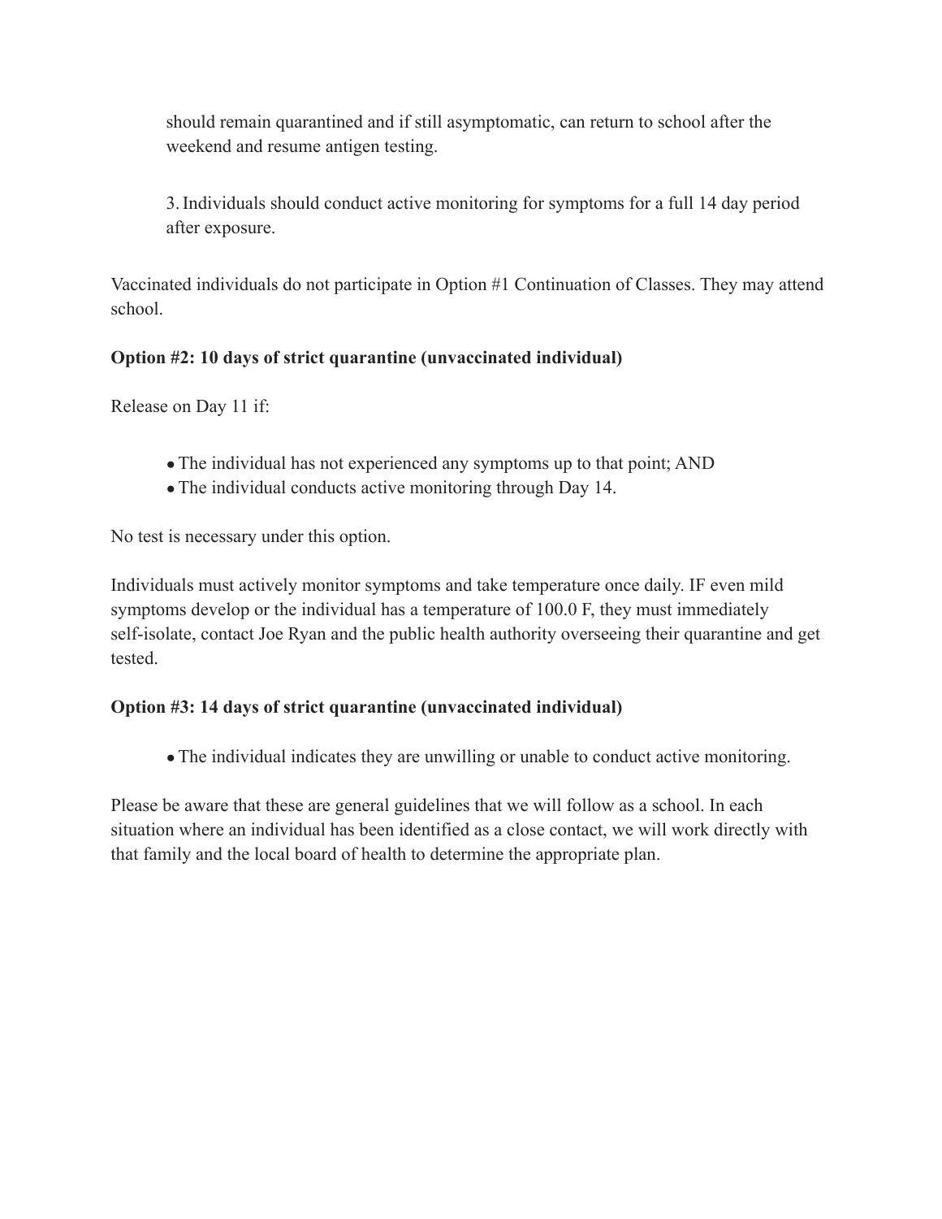should remain quarantined and if still asymptomatic, can return to school after the weekend and resume antigen testing.

3. Individuals should conduct active monitoring for symptoms for a full 14 day period after exposure.

Vaccinated individuals do not participate in Option #1 Continuation of Classes. They may attend school.

**Option #2: 10 days of strict quarantine (unvaccinated individual)**

Release on Day 11 if:

- The individual has not experienced any symptoms up to that point; AND
- The individual conducts active monitoring through Day 14.

No test is necessary under this option.

Individuals must actively monitor symptoms and take temperature once daily. IF even mild symptoms develop or the individual has a temperature of 100.0 F, they must immediately self-isolate, contact Joe Ryan and the public health authority overseeing their quarantine and get tested.

**Option #3: 14 days of strict quarantine (unvaccinated individual)**

- The individual indicates they are unwilling or unable to conduct active monitoring.

Please be aware that these are general guidelines that we will follow as a school. In each situation where an individual has been identified as a close contact, we will work directly with that family and the local board of health to determine the appropriate plan.